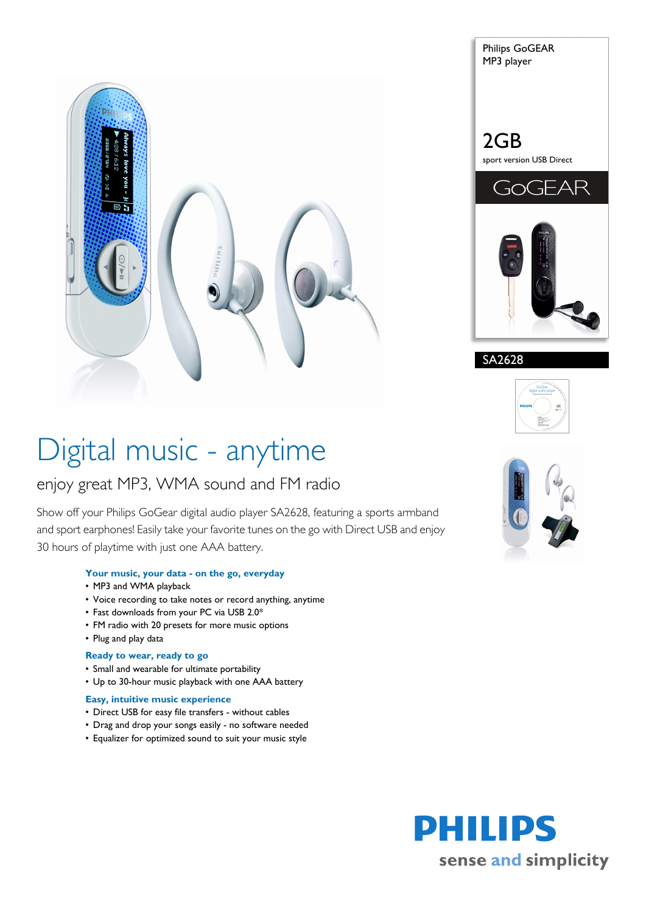Philips GoGEAR
MP3 player

2GB
sport version USB Direct

GoGEAR

SA2628

# Digital music - anytime

## enjoy great MP3, WMA sound and FM radio

Show off your Philips GoGear digital audio player SA2628, featuring a sports armband and sport earphones! Easily take your favorite tunes on the go with Direct USB and enjoy 30 hours of playtime with just one AAA battery.

### Your music, your data - on the go, everyday

- MP3 and WMA playback
- Voice recording to take notes or record anything, anytime
- Fast downloads from your PC via USB 2.0*
- FM radio with 20 presets for more music options
- Plug and play data

### Ready to wear, ready to go

- Small and wearable for ultimate portability
- Up to 30-hour music playback with one AAA battery

### Easy, intuitive music experience

- Direct USB for easy file transfers - without cables
- Drag and drop your songs easily - no software needed
- Equalizer for optimized sound to suit your music style

PHILIPS
sense and simplicity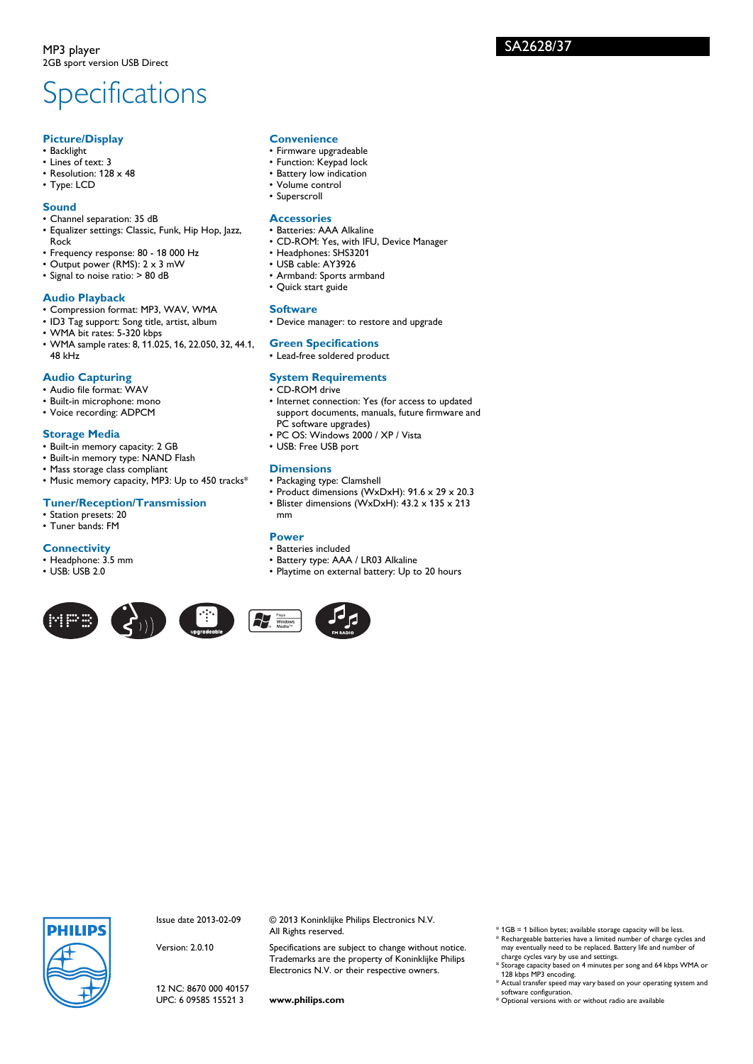MP3 player

2GB sport version USB Direct

SA2628/37

# Specifications

## Picture/Display
- Backlight
- Lines of text: 3
- Resolution: 128 x 48
- Type: LCD

## Sound
- Channel separation: 35 dB
- Equalizer settings: Classic, Funk, Hip Hop, Jazz, Rock
- Frequency response: 80 - 18 000 Hz
- Output power (RMS): 2 x 3 mW
- Signal to noise ratio: > 80 dB

## Audio Playback
- Compression format: MP3, WAV, WMA
- ID3 Tag support: Song title, artist, album
- WMA bit rates: 5-320 kbps
- WMA sample rates: 8, 11.025, 16, 22.050, 32, 44.1, 48 kHz

## Audio Capturing
- Audio file format: WAV
- Built-in microphone: mono
- Voice recording: ADPCM

## Storage Media
- Built-in memory capacity: 2 GB
- Built-in memory type: NAND Flash
- Mass storage class compliant
- Music memory capacity, MP3: Up to 450 tracks*

## Tuner/Reception/Transmission
- Station presets: 20
- Tuner bands: FM

## Connectivity
- Headphone: 3.5 mm
- USB: USB 2.0

## Convenience
- Firmware upgradeable
- Function: Keypad lock
- Battery low indication
- Volume control
- Superscroll

## Accessories
- Batteries: AAA Alkaline
- CD-ROM: Yes, with IFU, Device Manager
- Headphones: SHS3201
- USB cable: AY3926
- Armband: Sports armband
- Quick start guide

## Software
- Device manager: to restore and upgrade

## Green Specifications
- Lead-free soldered product

## System Requirements
- CD-ROM drive
- Internet connection: Yes (for access to updated support documents, manuals, future firmware and PC software upgrades)
- PC OS: Windows 2000 / XP / Vista
- USB: Free USB port

## Dimensions
- Packaging type: Clamshell
- Product dimensions (WxDxH): 91.6 x 29 x 20.3
- Blister dimensions (WxDxH): 43.2 x 135 x 213 mm

## Power
- Batteries included
- Battery type: AAA / LR03 Alkaline
- Playtime on external battery: Up to 20 hours

Issue date 2013-02-09

Version: 2.0.10

12 NC: 8670 000 40157
UPC: 6 09585 15521 3

© 2013 Koninklijke Philips Electronics N.V.
All Rights reserved.

Specifications are subject to change without notice. Trademarks are the property of Koninklijke Philips Electronics N.V. or their respective owners.

**www.philips.com**

* 1GB = 1 billion bytes; available storage capacity will be less.
* Rechargeable batteries have a limited number of charge cycles and may eventually need to be replaced. Battery life and number of charge cycles vary by use and settings.
* Storage capacity based on 4 minutes per song and 64 kbps WMA or 128 kbps MP3 encoding.
* Actual transfer speed may vary based on your operating system and software configuration.
* Optional versions with or without radio are available